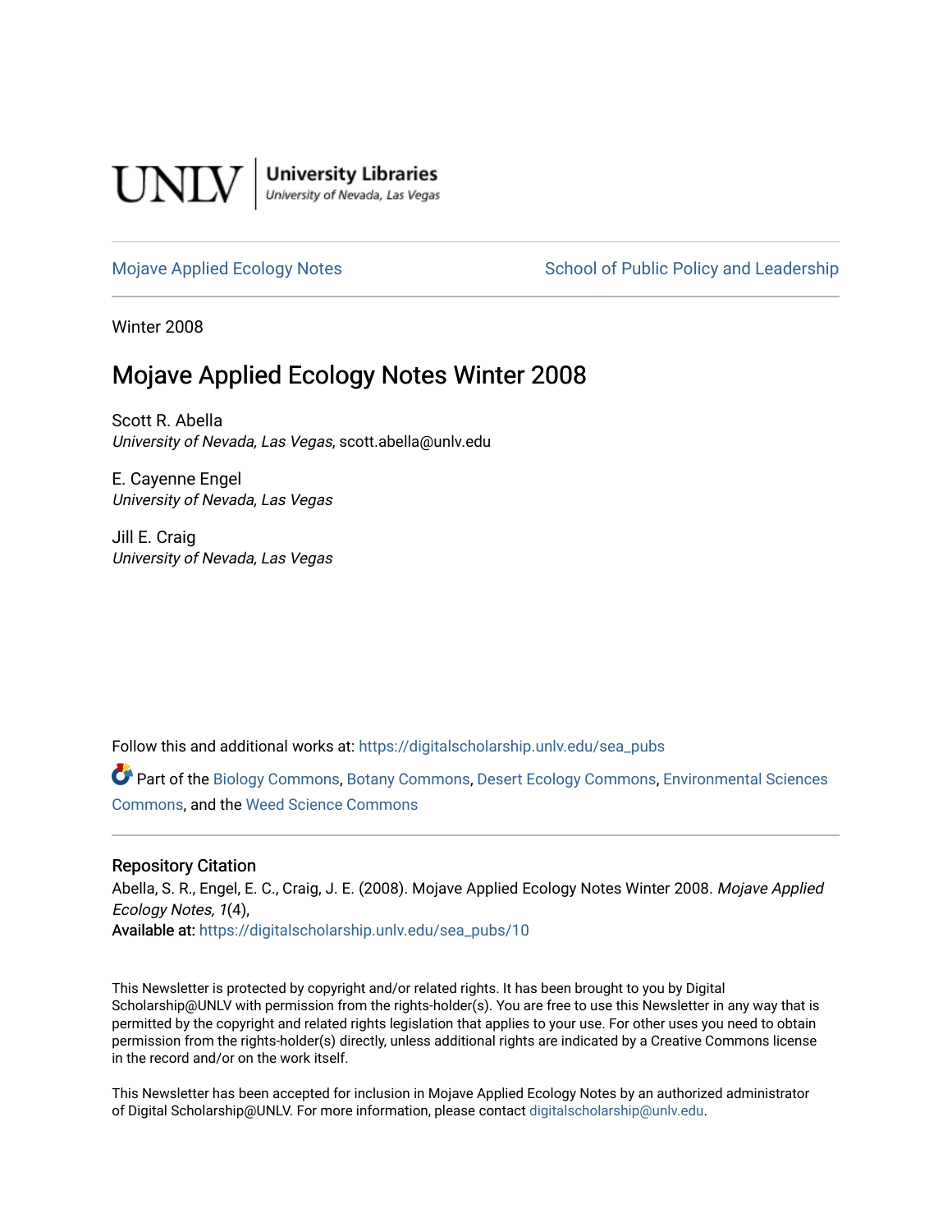UNLV | University Libraries
University of Nevada, Las Vegas

Mojave Applied Ecology Notes | School of Public Policy and Leadership

Winter 2008

# Mojave Applied Ecology Notes Winter 2008

Scott R. Abella
*University of Nevada, Las Vegas*, scott.abella@unlv.edu

E. Cayenne Engel
*University of Nevada, Las Vegas*

Jill E. Craig
*University of Nevada, Las Vegas*

Follow this and additional works at: https://digitalscholarship.unlv.edu/sea_pubs

Part of the Biology Commons, Botany Commons, Desert Ecology Commons, Environmental Sciences Commons, and the Weed Science Commons

## Repository Citation

Abella, S. R., Engel, E. C., Craig, J. E. (2008). Mojave Applied Ecology Notes Winter 2008. *Mojave Applied Ecology Notes, 1*(4),
Available at: https://digitalscholarship.unlv.edu/sea_pubs/10

This Newsletter is protected by copyright and/or related rights. It has been brought to you by Digital Scholarship@UNLV with permission from the rights-holder(s). You are free to use this Newsletter in any way that is permitted by the copyright and related rights legislation that applies to your use. For other uses you need to obtain permission from the rights-holder(s) directly, unless additional rights are indicated by a Creative Commons license in the record and/or on the work itself.

This Newsletter has been accepted for inclusion in Mojave Applied Ecology Notes by an authorized administrator of Digital Scholarship@UNLV. For more information, please contact digitalscholarship@unlv.edu.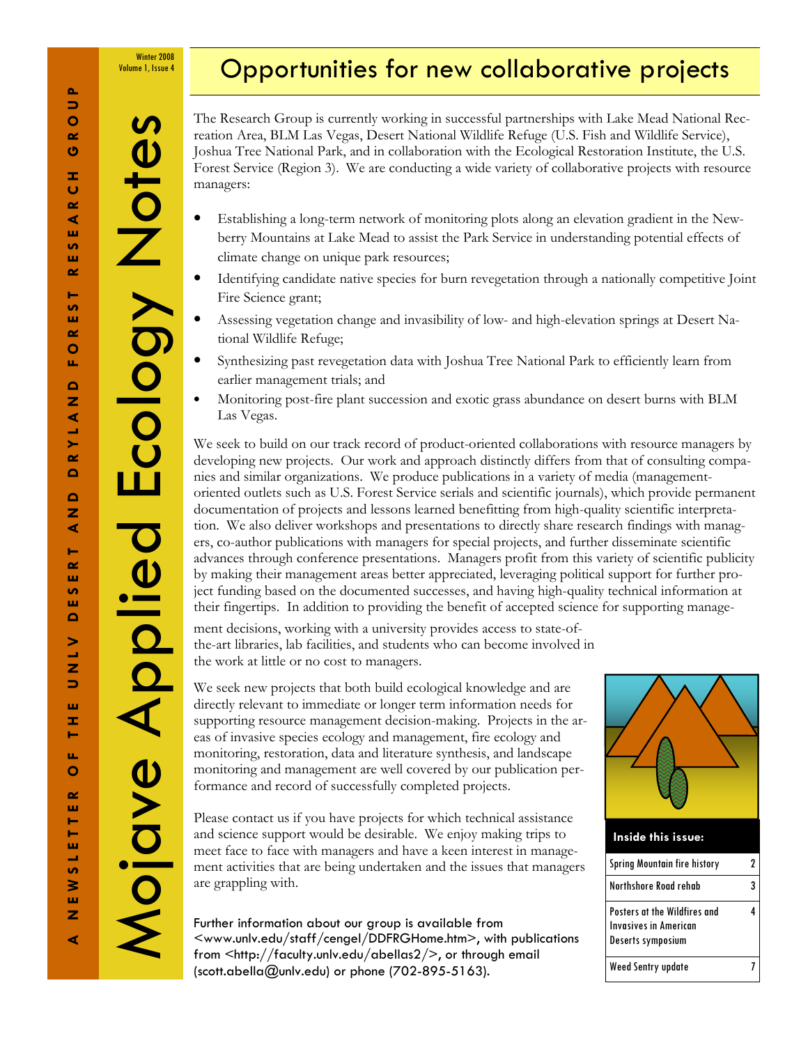# Mojave Applied Ecology Notes

A NEWSLETTER OF THE UNLV DESERT AND DRYLAND FOREST RESEARCH GROUP

Winter 2008
Volume 1, Issue 4

## Opportunities for new collaborative projects

The Research Group is currently working in successful partnerships with Lake Mead National Recreation Area, BLM Las Vegas, Desert National Wildlife Refuge (U.S. Fish and Wildlife Service), Joshua Tree National Park, and in collaboration with the Ecological Restoration Institute, the U.S. Forest Service (Region 3). We are conducting a wide variety of collaborative projects with resource managers:

- Establishing a long-term network of monitoring plots along an elevation gradient in the Newberry Mountains at Lake Mead to assist the Park Service in understanding potential effects of climate change on unique park resources;
- Identifying candidate native species for burn revegetation through a nationally competitive Joint Fire Science grant;
- Assessing vegetation change and invasibility of low- and high-elevation springs at Desert National Wildlife Refuge;
- Synthesizing past revegetation data with Joshua Tree National Park to efficiently learn from earlier management trials; and
- Monitoring post-fire plant succession and exotic grass abundance on desert burns with BLM Las Vegas.

We seek to build on our track record of product-oriented collaborations with resource managers by developing new projects. Our work and approach distinctly differs from that of consulting companies and similar organizations. We produce publications in a variety of media (management-oriented outlets such as U.S. Forest Service serials and scientific journals), which provide permanent documentation of projects and lessons learned benefitting from high-quality scientific interpretation. We also deliver workshops and presentations to directly share research findings with managers, co-author publications with managers for special projects, and further disseminate scientific advances through conference presentations. Managers profit from this variety of scientific publicity by making their management areas better appreciated, leveraging political support for further project funding based on the documented successes, and having high-quality technical information at their fingertips. In addition to providing the benefit of accepted science for supporting management decisions, working with a university provides access to state-of-the-art libraries, lab facilities, and students who can become involved in the work at little or no cost to managers.

We seek new projects that both build ecological knowledge and are directly relevant to immediate or longer term information needs for supporting resource management decision-making. Projects in the areas of invasive species ecology and management, fire ecology and monitoring, restoration, data and literature synthesis, and landscape monitoring and management are well covered by our publication performance and record of successfully completed projects.

Please contact us if you have projects for which technical assistance and science support would be desirable. We enjoy making trips to meet face to face with managers and have a keen interest in management activities that are being undertaken and the issues that managers are grappling with.

Further information about our group is available from <www.unlv.edu/staff/cengel/DDFRGHome.htm>, with publications from <http://faculty.unlv.edu/abellas2/>, or through email (scott.abella@unlv.edu) or phone (702-895-5163).

**Inside this issue:**

| | |
|---|---|
| Spring Mountain fire history | 2 |
| Northshore Road rehab | 3 |
| Posters at the Wildfires and Invasives in American Deserts symposium | 4 |
| Weed Sentry update | 7 |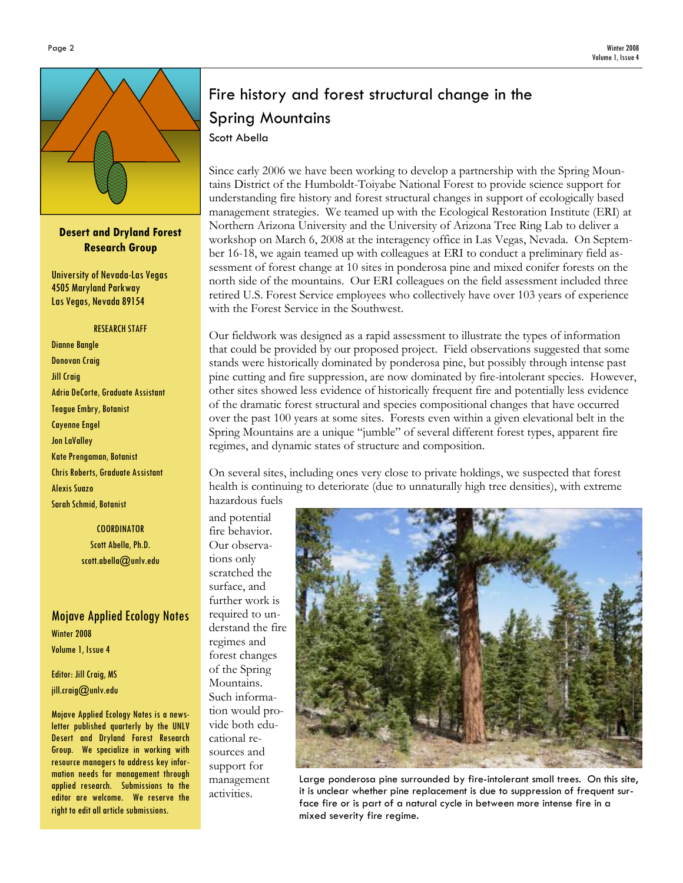## Desert and Dryland Forest Research Group

University of Nevada-Las Vegas
4505 Maryland Parkway
Las Vegas, Nevada 89154

RESEARCH STAFF

Dianne Bangle
Donovan Craig
Jill Craig
Adria DeCorte, Graduate Assistant
Teague Embry, Botanist
Cayenne Engel
Jon LaValley
Kate Prengaman, Botanist
Chris Roberts, Graduate Assistant
Alexis Suazo
Sarah Schmid, Botanist

COORDINATOR
Scott Abella, Ph.D.
scott.abella@unlv.edu

## Mojave Applied Ecology Notes

Winter 2008
Volume 1, Issue 4

Editor: Jill Craig, MS
jill.craig@unlv.edu

Mojave Applied Ecology Notes is a newsletter published quarterly by the UNLV Desert and Dryland Forest Research Group. We specialize in working with resource managers to address key information needs for management through applied research. Submissions to the editor are welcome. We reserve the right to edit all article submissions.

# Fire history and forest structural change in the Spring Mountains

Scott Abella

Since early 2006 we have been working to develop a partnership with the Spring Mountains District of the Humboldt-Toiyabe National Forest to provide science support for understanding fire history and forest structural changes in support of ecologically based management strategies. We teamed up with the Ecological Restoration Institute (ERI) at Northern Arizona University and the University of Arizona Tree Ring Lab to deliver a workshop on March 6, 2008 at the interagency office in Las Vegas, Nevada. On September 16-18, we again teamed up with colleagues at ERI to conduct a preliminary field assessment of forest change at 10 sites in ponderosa pine and mixed conifer forests on the north side of the mountains. Our ERI colleagues on the field assessment included three retired U.S. Forest Service employees who collectively have over 103 years of experience with the Forest Service in the Southwest.

Our fieldwork was designed as a rapid assessment to illustrate the types of information that could be provided by our proposed project. Field observations suggested that some stands were historically dominated by ponderosa pine, but possibly through intense past pine cutting and fire suppression, are now dominated by fire-intolerant species. However, other sites showed less evidence of historically frequent fire and potentially less evidence of the dramatic forest structural and species compositional changes that have occurred over the past 100 years at some sites. Forests even within a given elevational belt in the Spring Mountains are a unique "jumble" of several different forest types, apparent fire regimes, and dynamic states of structure and composition.

On several sites, including ones very close to private holdings, we suspected that forest health is continuing to deteriorate (due to unnaturally high tree densities), with extreme hazardous fuels and potential fire behavior. Our observations only scratched the surface, and further work is required to understand the fire regimes and forest changes of the Spring Mountains. Such information would provide both educational resources and support for management activities.

Large ponderosa pine surrounded by fire-intolerant small trees. On this site, it is unclear whether pine replacement is due to suppression of frequent surface fire or is part of a natural cycle in between more intense fire in a mixed severity fire regime.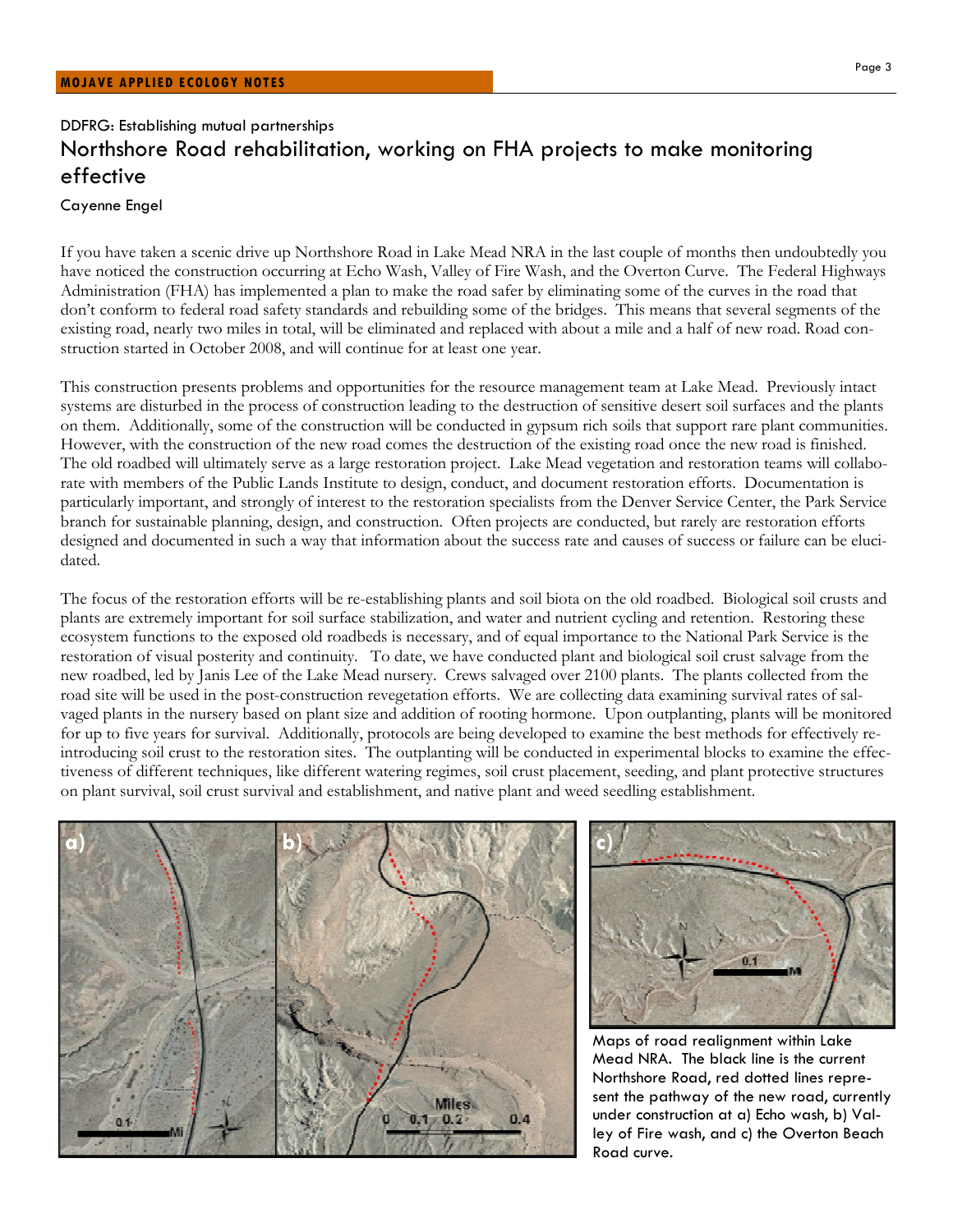DDFRG: Establishing mutual partnerships

## Northshore Road rehabilitation, working on FHA projects to make monitoring effective

Cayenne Engel

If you have taken a scenic drive up Northshore Road in Lake Mead NRA in the last couple of months then undoubtedly you have noticed the construction occurring at Echo Wash, Valley of Fire Wash, and the Overton Curve. The Federal Highways Administration (FHA) has implemented a plan to make the road safer by eliminating some of the curves in the road that don't conform to federal road safety standards and rebuilding some of the bridges. This means that several segments of the existing road, nearly two miles in total, will be eliminated and replaced with about a mile and a half of new road. Road construction started in October 2008, and will continue for at least one year.

This construction presents problems and opportunities for the resource management team at Lake Mead. Previously intact systems are disturbed in the process of construction leading to the destruction of sensitive desert soil surfaces and the plants on them. Additionally, some of the construction will be conducted in gypsum rich soils that support rare plant communities. However, with the construction of the new road comes the destruction of the existing road once the new road is finished. The old roadbed will ultimately serve as a large restoration project. Lake Mead vegetation and restoration teams will collaborate with members of the Public Lands Institute to design, conduct, and document restoration efforts. Documentation is particularly important, and strongly of interest to the restoration specialists from the Denver Service Center, the Park Service branch for sustainable planning, design, and construction. Often projects are conducted, but rarely are restoration efforts designed and documented in such a way that information about the success rate and causes of success or failure can be elucidated.

The focus of the restoration efforts will be re-establishing plants and soil biota on the old roadbed. Biological soil crusts and plants are extremely important for soil surface stabilization, and water and nutrient cycling and retention. Restoring these ecosystem functions to the exposed old roadbeds is necessary, and of equal importance to the National Park Service is the restoration of visual posterity and continuity. To date, we have conducted plant and biological soil crust salvage from the new roadbed, led by Janis Lee of the Lake Mead nursery. Crews salvaged over 2100 plants. The plants collected from the road site will be used in the post-construction revegetation efforts. We are collecting data examining survival rates of salvaged plants in the nursery based on plant size and addition of rooting hormone. Upon outplanting, plants will be monitored for up to five years for survival. Additionally, protocols are being developed to examine the best methods for effectively reintroducing soil crust to the restoration sites. The outplanting will be conducted in experimental blocks to examine the effectiveness of different techniques, like different watering regimes, soil crust placement, seeding, and plant protective structures on plant survival, soil crust survival and establishment, and native plant and weed seedling establishment.

Maps of road realignment within Lake Mead NRA. The black line is the current Northshore Road, red dotted lines represent the pathway of the new road, currently under construction at a) Echo wash, b) Valley of Fire wash, and c) the Overton Beach Road curve.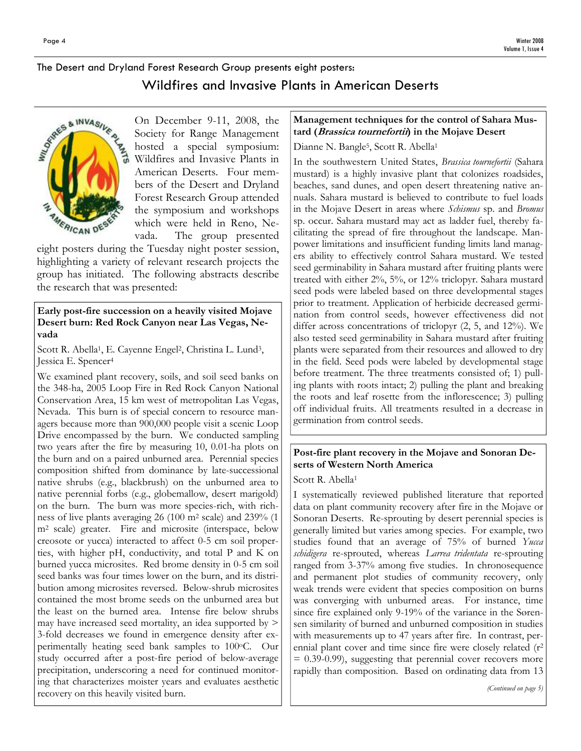The Desert and Dryland Forest Research Group presents eight posters:

# Wildfires and Invasive Plants in American Deserts

On December 9-11, 2008, the Society for Range Management hosted a special symposium: Wildfires and Invasive Plants in American Deserts. Four members of the Desert and Dryland Forest Research Group attended the symposium and workshops which were held in Reno, Nevada. The group presented eight posters during the Tuesday night poster session, highlighting a variety of relevant research projects the group has initiated. The following abstracts describe the research that was presented:

### Early post-fire succession on a heavily visited Mojave Desert burn: Red Rock Canyon near Las Vegas, Nevada

Scott R. Abella[1], E. Cayenne Engel[2], Christina L. Lund[3], Jessica E. Spencer[4]

We examined plant recovery, soils, and soil seed banks on the 348-ha, 2005 Loop Fire in Red Rock Canyon National Conservation Area, 15 km west of metropolitan Las Vegas, Nevada. This burn is of special concern to resource managers because more than 900,000 people visit a scenic Loop Drive encompassed by the burn. We conducted sampling two years after the fire by measuring 10, 0.01-ha plots on the burn and on a paired unburned area. Perennial species composition shifted from dominance by late-successional native shrubs (e.g., blackbrush) on the unburned area to native perennial forbs (e.g., globemallow, desert marigold) on the burn. The burn was more species-rich, with richness of live plants averaging 26 (100 $m^2$ scale) and 239% (1 $m^2$ scale) greater. Fire and microsite (interspace, below creosote or yucca) interacted to affect 0-5 cm soil properties, with higher pH, conductivity, and total P and K on burned yucca microsites. Red brome density in 0-5 cm soil seed banks was four times lower on the burn, and its distribution among microsites reversed. Below-shrub microsites contained the most brome seeds on the unburned area but the least on the burned area. Intense fire below shrubs may have increased seed mortality, an idea supported by > 3-fold decreases we found in emergence density after experimentally heating seed bank samples to 100°C. Our study occurred after a post-fire period of below-average precipitation, underscoring a need for continued monitoring that characterizes moister years and evaluates aesthetic recovery on this heavily visited burn.

### Management techniques for the control of Sahara Mustard (*Brassica tournefortii*) in the Mojave Desert

Dianne N. Bangle[5], Scott R. Abella[1]

In the southwestern United States, *Brassica tournefortii* (Sahara mustard) is a highly invasive plant that colonizes roadsides, beaches, sand dunes, and open desert threatening native annuals. Sahara mustard is believed to contribute to fuel loads in the Mojave Desert in areas where *Schismus* sp. and *Bromus* sp. occur. Sahara mustard may act as ladder fuel, thereby facilitating the spread of fire throughout the landscape. Manpower limitations and insufficient funding limits land managers ability to effectively control Sahara mustard. We tested seed germinability in Sahara mustard after fruiting plants were treated with either 2%, 5%, or 12% triclopyr. Sahara mustard seed pods were labeled based on three developmental stages prior to treatment. Application of herbicide decreased germination from control seeds, however effectiveness did not differ across concentrations of triclopyr (2, 5, and 12%). We also tested seed germinability in Sahara mustard after fruiting plants were separated from their resources and allowed to dry in the field. Seed pods were labeled by developmental stage before treatment. The three treatments consisted of; 1) pulling plants with roots intact; 2) pulling the plant and breaking the roots and leaf rosette from the inflorescence; 3) pulling off individual fruits. All treatments resulted in a decrease in germination from control seeds.

### Post-fire plant recovery in the Mojave and Sonoran Deserts of Western North America

Scott R. Abella[1]

I systematically reviewed published literature that reported data on plant community recovery after fire in the Mojave or Sonoran Deserts. Re-sprouting by desert perennial species is generally limited but varies among species. For example, two studies found that an average of 75% of burned *Yucca schidigera* re-sprouted, whereas *Larrea tridentata* re-sprouting ranged from 3-37% among five studies. In chronosequence and permanent plot studies of community recovery, only weak trends were evident that species composition on burns was converging with unburned areas. For instance, time since fire explained only 9-19% of the variance in the Sørensen similarity of burned and unburned composition in studies with measurements up to 47 years after fire. In contrast, perennial plant cover and time since fire were closely related ($r^2 = 0.39$-$0.99$), suggesting that perennial cover recovers more rapidly than composition. Based on ordinating data from 13

*(Continued on page 5)*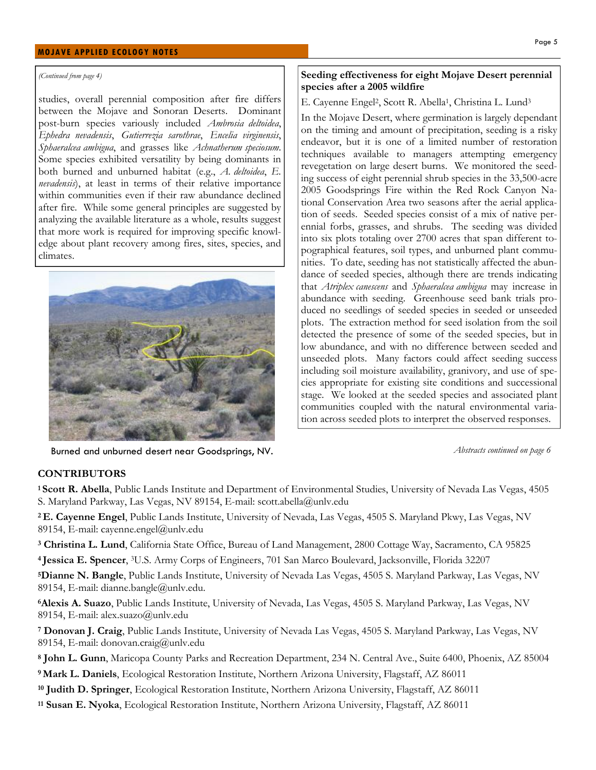*(Continued from page 4)*

studies, overall perennial composition after fire differs between the Mojave and Sonoran Deserts. Dominant post-burn species variously included *Ambrosia deltoidea*, *Ephedra nevadensis*, *Gutierrezia sarothrae*, *Encelia virginensis*, *Sphaeralcea ambigua*, and grasses like *Achnatherum speciosum*. Some species exhibited versatility by being dominants in both burned and unburned habitat (e.g., *A. deltoidea*, *E. nevadensis*), at least in terms of their relative importance within communities even if their raw abundance declined after fire. While some general principles are suggested by analyzing the available literature as a whole, results suggest that more work is required for improving specific knowledge about plant recovery among fires, sites, species, and climates.

Burned and unburned desert near Goodsprings, NV.

**Seeding effectiveness for eight Mojave Desert perennial species after a 2005 wildfire**

E. Cayenne Engel[2], Scott R. Abella[1], Christina L. Lund[3]

In the Mojave Desert, where germination is largely dependant on the timing and amount of precipitation, seeding is a risky endeavor, but it is one of a limited number of restoration techniques available to managers attempting emergency revegetation on large desert burns. We monitored the seeding success of eight perennial shrub species in the 33,500-acre 2005 Goodsprings Fire within the Red Rock Canyon National Conservation Area two seasons after the aerial application of seeds. Seeded species consist of a mix of native perennial forbs, grasses, and shrubs. The seeding was divided into six plots totaling over 2700 acres that span different topographical features, soil types, and unburned plant communities. To date, seeding has not statistically affected the abundance of seeded species, although there are trends indicating that *Atriplex canescens* and *Sphaeralcea ambigua* may increase in abundance with seeding. Greenhouse seed bank trials produced no seedlings of seeded species in seeded or unseeded plots. The extraction method for seed isolation from the soil detected the presence of some of the seeded species, but in low abundance, and with no difference between seeded and unseeded plots. Many factors could affect seeding success including soil moisture availability, granivory, and use of species appropriate for existing site conditions and successional stage. We looked at the seeded species and associated plant communities coupled with the natural environmental variation across seeded plots to interpret the observed responses.

*Abstracts continued on page 6*

## CONTRIBUTORS

[1] **Scott R. Abella**, Public Lands Institute and Department of Environmental Studies, University of Nevada Las Vegas, 4505 S. Maryland Parkway, Las Vegas, NV 89154, E-mail: scott.abella@unlv.edu

[2] **E. Cayenne Engel**, Public Lands Institute, University of Nevada, Las Vegas, 4505 S. Maryland Pkwy, Las Vegas, NV 89154, E-mail: cayenne.engel@unlv.edu

[3] **Christina L. Lund**, California State Office, Bureau of Land Management, 2800 Cottage Way, Sacramento, CA 95825

[4] **Jessica E. Spencer**, [3]U.S. Army Corps of Engineers, 701 San Marco Boulevard, Jacksonville, Florida 32207

[5] **Dianne N. Bangle**, Public Lands Institute, University of Nevada Las Vegas, 4505 S. Maryland Parkway, Las Vegas, NV 89154, E-mail: dianne.bangle@unlv.edu.

[6] **Alexis A. Suazo**, Public Lands Institute, University of Nevada, Las Vegas, 4505 S. Maryland Parkway, Las Vegas, NV 89154, E-mail: alex.suazo@unlv.edu

[7] **Donovan J. Craig**, Public Lands Institute, University of Nevada, Las Vegas, 4505 S. Maryland Parkway, Las Vegas, NV 89154, E-mail: donovan.craig@unlv.edu

[8] **John L. Gunn**, Maricopa County Parks and Recreation Department, 234 N. Central Ave., Suite 6400, Phoenix, AZ 85004

[9] **Mark L. Daniels**, Ecological Restoration Institute, Northern Arizona University, Flagstaff, AZ 86011

[10] **Judith D. Springer**, Ecological Restoration Institute, Northern Arizona University, Flagstaff, AZ 86011

[11] **Susan E. Nyoka**, Ecological Restoration Institute, Northern Arizona University, Flagstaff, AZ 86011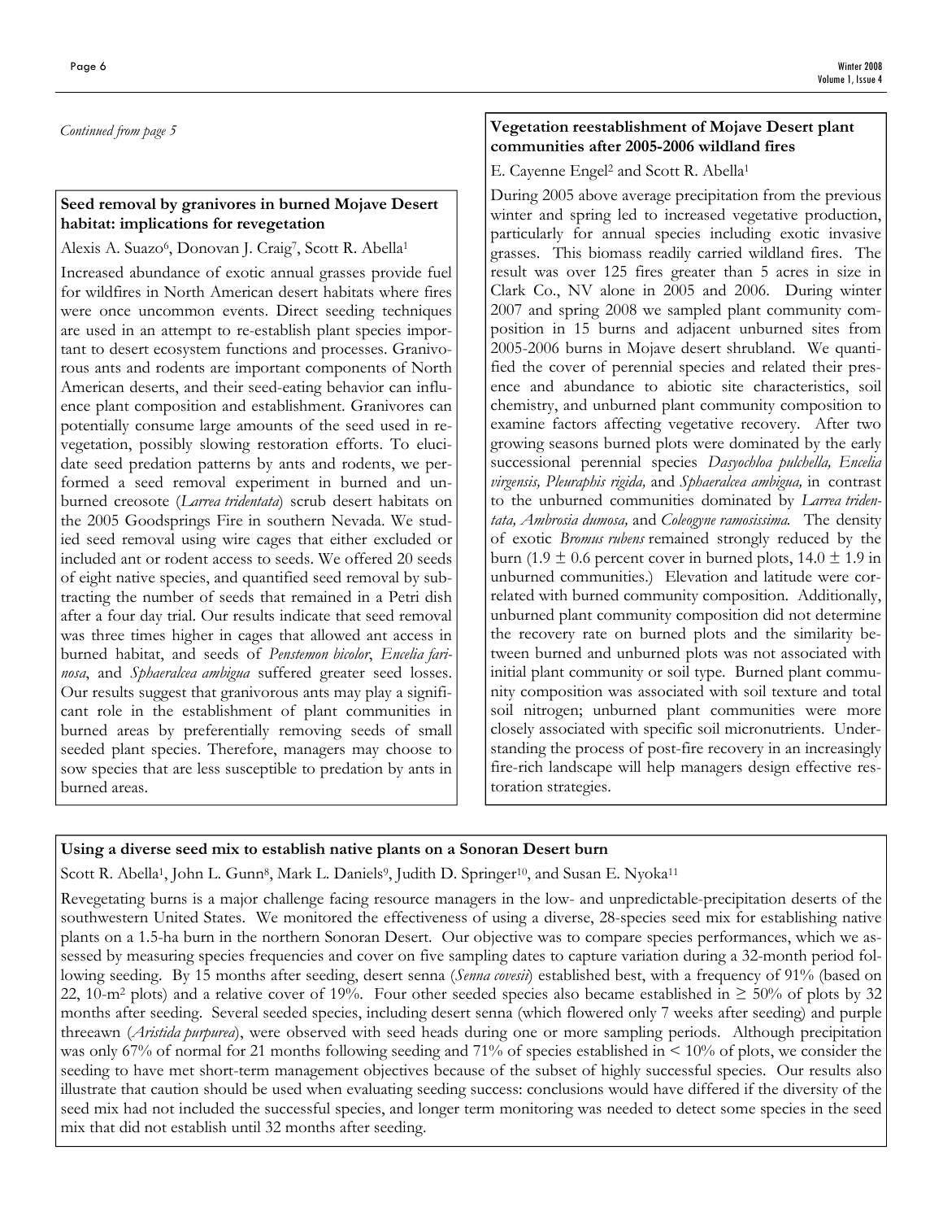*Continued from page 5*

### Seed removal by granivores in burned Mojave Desert habitat: implications for revegetation

Alexis A. Suazo[6], Donovan J. Craig[7], Scott R. Abella[1]

Increased abundance of exotic annual grasses provide fuel for wildfires in North American desert habitats where fires were once uncommon events. Direct seeding techniques are used in an attempt to re-establish plant species important to desert ecosystem functions and processes. Granivorous ants and rodents are important components of North American deserts, and their seed-eating behavior can influence plant composition and establishment. Granivores can potentially consume large amounts of the seed used in revegetation, possibly slowing restoration efforts. To elucidate seed predation patterns by ants and rodents, we performed a seed removal experiment in burned and unburned creosote (*Larrea tridentata*) scrub desert habitats on the 2005 Goodsprings Fire in southern Nevada. We studied seed removal using wire cages that either excluded or included ant or rodent access to seeds. We offered 20 seeds of eight native species, and quantified seed removal by subtracting the number of seeds that remained in a Petri dish after a four day trial. Our results indicate that seed removal was three times higher in cages that allowed ant access in burned habitat, and seeds of *Penstemon bicolor*, *Encelia farinosa*, and *Sphaeralcea ambigua* suffered greater seed losses. Our results suggest that granivorous ants may play a significant role in the establishment of plant communities in burned areas by preferentially removing seeds of small seeded plant species. Therefore, managers may choose to sow species that are less susceptible to predation by ants in burned areas.

### Vegetation reestablishment of Mojave Desert plant communities after 2005-2006 wildland fires

E. Cayenne Engel[2] and Scott R. Abella[1]

During 2005 above average precipitation from the previous winter and spring led to increased vegetative production, particularly for annual species including exotic invasive grasses. This biomass readily carried wildland fires. The result was over 125 fires greater than 5 acres in size in Clark Co., NV alone in 2005 and 2006. During winter 2007 and spring 2008 we sampled plant community composition in 15 burns and adjacent unburned sites from 2005-2006 burns in Mojave desert shrubland. We quantified the cover of perennial species and related their presence and abundance to abiotic site characteristics, soil chemistry, and unburned plant community composition to examine factors affecting vegetative recovery. After two growing seasons burned plots were dominated by the early successional perennial species *Dasyochloa pulchella, Encelia virgensis, Pleuraphis rigida,* and *Sphaeralcea ambigua,* in contrast to the unburned communities dominated by *Larrea tridentata, Ambrosia dumosa,* and *Coleogyne ramosissima.* The density of exotic *Bromus rubens* remained strongly reduced by the burn (1.9 ± 0.6 percent cover in burned plots, 14.0 ± 1.9 in unburned communities.) Elevation and latitude were correlated with burned community composition. Additionally, unburned plant community composition did not determine the recovery rate on burned plots and the similarity between burned and unburned plots was not associated with initial plant community or soil type. Burned plant community composition was associated with soil texture and total soil nitrogen; unburned plant communities were more closely associated with specific soil micronutrients. Understanding the process of post-fire recovery in an increasingly fire-rich landscape will help managers design effective restoration strategies.

### Using a diverse seed mix to establish native plants on a Sonoran Desert burn

Scott R. Abella[1], John L. Gunn[8], Mark L. Daniels[9], Judith D. Springer[10], and Susan E. Nyoka[11]

Revegetating burns is a major challenge facing resource managers in the low- and unpredictable-precipitation deserts of the southwestern United States. We monitored the effectiveness of using a diverse, 28-species seed mix for establishing native plants on a 1.5-ha burn in the northern Sonoran Desert. Our objective was to compare species performances, which we assessed by measuring species frequencies and cover on five sampling dates to capture variation during a 32-month period following seeding. By 15 months after seeding, desert senna (*Senna covesii*) established best, with a frequency of 91% (based on 22, 10-$m^2$ plots) and a relative cover of 19%. Four other seeded species also became established in ≥ 50% of plots by 32 months after seeding. Several seeded species, including desert senna (which flowered only 7 weeks after seeding) and purple threeawn (*Aristida purpurea*), were observed with seed heads during one or more sampling periods. Although precipitation was only 67% of normal for 21 months following seeding and 71% of species established in < 10% of plots, we consider the seeding to have met short-term management objectives because of the subset of highly successful species. Our results also illustrate that caution should be used when evaluating seeding success: conclusions would have differed if the diversity of the seed mix had not included the successful species, and longer term monitoring was needed to detect some species in the seed mix that did not establish until 32 months after seeding.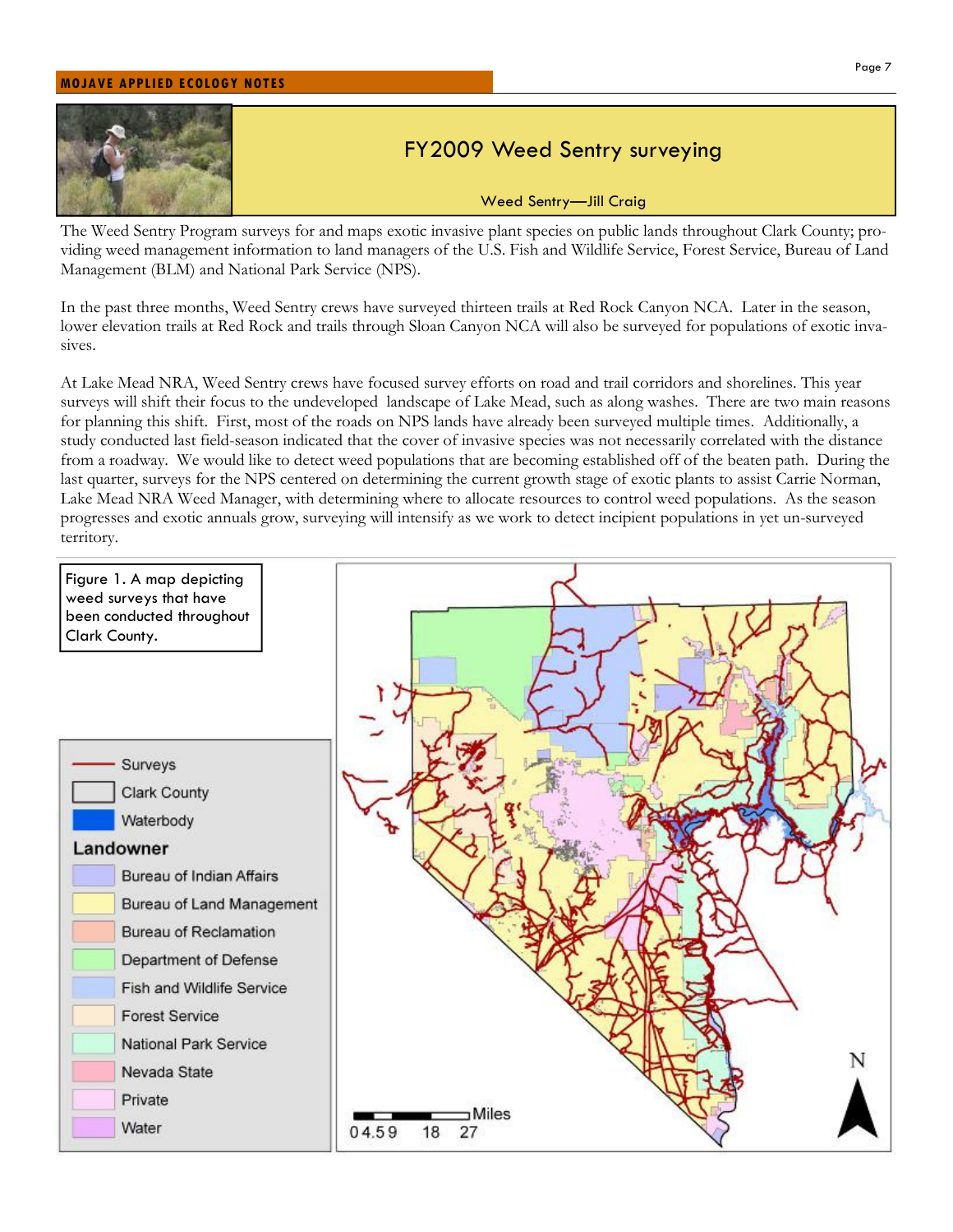# FY2009 Weed Sentry surveying

Weed Sentry—Jill Craig

The Weed Sentry Program surveys for and maps exotic invasive plant species on public lands throughout Clark County; providing weed management information to land managers of the U.S. Fish and Wildlife Service, Forest Service, Bureau of Land Management (BLM) and National Park Service (NPS).

In the past three months, Weed Sentry crews have surveyed thirteen trails at Red Rock Canyon NCA. Later in the season, lower elevation trails at Red Rock and trails through Sloan Canyon NCA will also be surveyed for populations of exotic invasives.

At Lake Mead NRA, Weed Sentry crews have focused survey efforts on road and trail corridors and shorelines. This year surveys will shift their focus to the undeveloped landscape of Lake Mead, such as along washes. There are two main reasons for planning this shift. First, most of the roads on NPS lands have already been surveyed multiple times. Additionally, a study conducted last field-season indicated that the cover of invasive species was not necessarily correlated with the distance from a roadway. We would like to detect weed populations that are becoming established off of the beaten path. During the last quarter, surveys for the NPS centered on determining the current growth stage of exotic plants to assist Carrie Norman, Lake Mead NRA Weed Manager, with determining where to allocate resources to control weed populations. As the season progresses and exotic annuals grow, surveying will intensify as we work to detect incipient populations in yet un-surveyed territory.

Figure 1. A map depicting weed surveys that have been conducted throughout Clark County.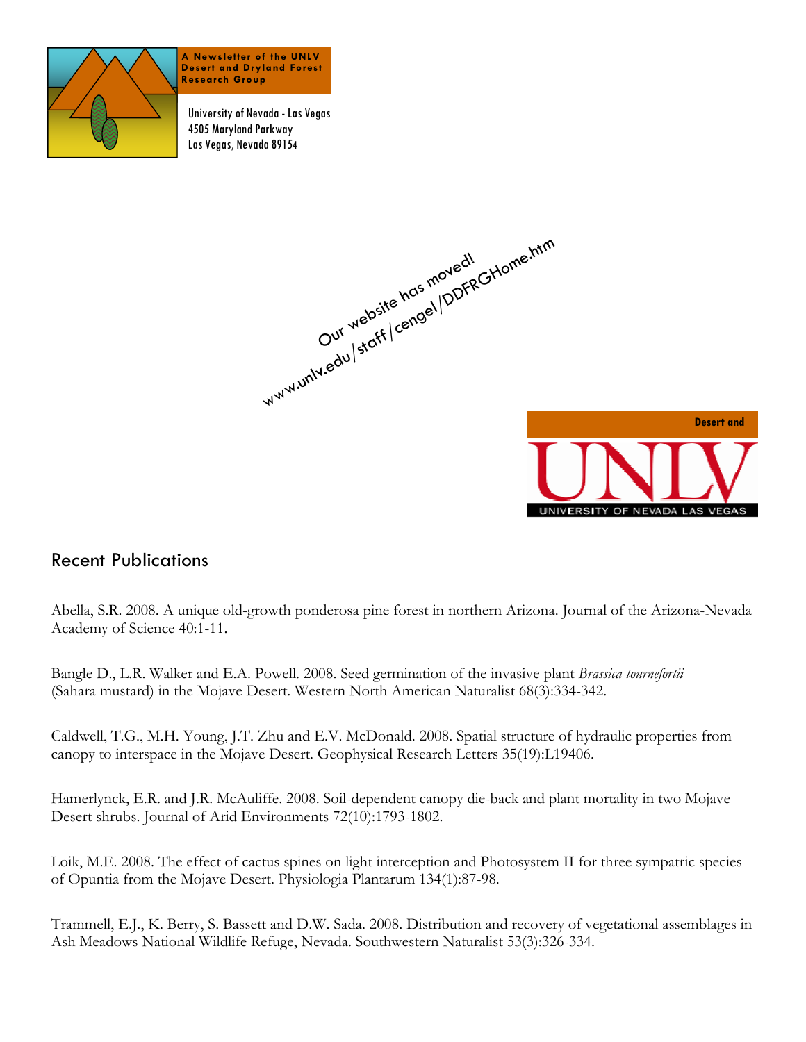A Newsletter of the UNLV Desert and Dryland Forest Research Group

University of Nevada - Las Vegas
4505 Maryland Parkway
Las Vegas, Nevada 89154

Our website has moved!
www.unlv.edu/staff/cengel/DDFRGHome.htm

Desert and

UNLV
UNIVERSITY OF NEVADA LAS VEGAS

## Recent Publications

Abella, S.R. 2008. A unique old-growth ponderosa pine forest in northern Arizona. Journal of the Arizona-Nevada Academy of Science 40:1-11.

Bangle D., L.R. Walker and E.A. Powell. 2008. Seed germination of the invasive plant *Brassica tournefortii* (Sahara mustard) in the Mojave Desert. Western North American Naturalist 68(3):334-342.

Caldwell, T.G., M.H. Young, J.T. Zhu and E.V. McDonald. 2008. Spatial structure of hydraulic properties from canopy to interspace in the Mojave Desert. Geophysical Research Letters 35(19):L19406.

Hamerlynck, E.R. and J.R. McAuliffe. 2008. Soil-dependent canopy die-back and plant mortality in two Mojave Desert shrubs. Journal of Arid Environments 72(10):1793-1802.

Loik, M.E. 2008. The effect of cactus spines on light interception and Photosystem II for three sympatric species of Opuntia from the Mojave Desert. Physiologia Plantarum 134(1):87-98.

Trammell, E.J., K. Berry, S. Bassett and D.W. Sada. 2008. Distribution and recovery of vegetational assemblages in Ash Meadows National Wildlife Refuge, Nevada. Southwestern Naturalist 53(3):326-334.